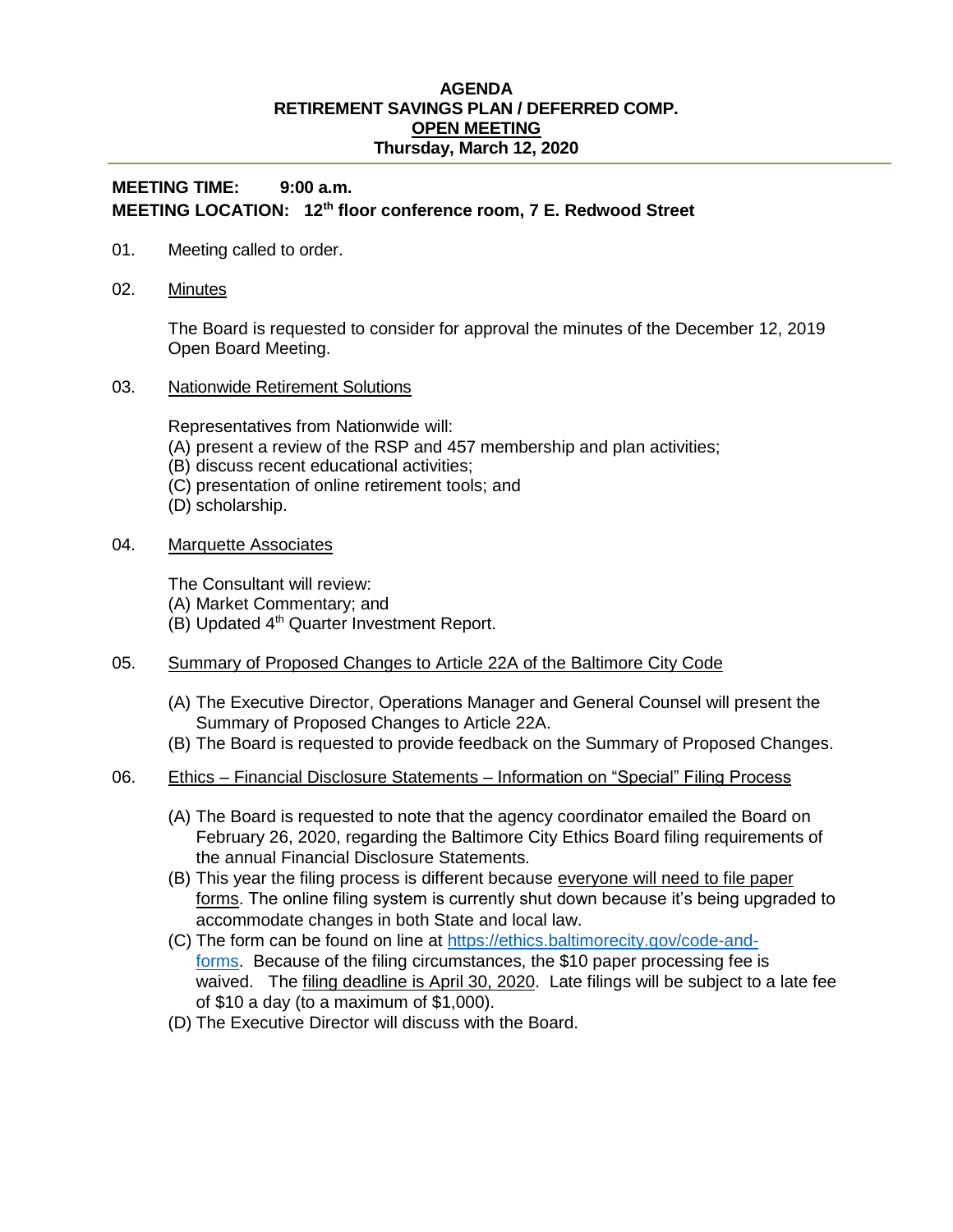# AGENDA
## RETIREMENT SAVINGS PLAN / DEFERRED COMP.
## <u>OPEN MEETING</u>
## Thursday, March 12, 2020

**MEETING TIME: 9:00 a.m.**
**MEETING LOCATION: 12th floor conference room, 7 E. Redwood Street**

01. Meeting called to order.

02. <u>Minutes</u>

    The Board is requested to consider for approval the minutes of the December 12, 2019 Open Board Meeting.

03. <u>Nationwide Retirement Solutions</u>

    Representatives from Nationwide will:
    (A) present a review of the RSP and 457 membership and plan activities;
    (B) discuss recent educational activities;
    (C) presentation of online retirement tools; and
    (D) scholarship.

04. <u>Marquette Associates</u>

    The Consultant will review:
    (A) Market Commentary; and
    (B) Updated 4th Quarter Investment Report.

05. <u>Summary of Proposed Changes to Article 22A of the Baltimore City Code</u>

    (A) The Executive Director, Operations Manager and General Counsel will present the Summary of Proposed Changes to Article 22A.
    (B) The Board is requested to provide feedback on the Summary of Proposed Changes.

06. <u>Ethics – Financial Disclosure Statements – Information on "Special" Filing Process</u>

    (A) The Board is requested to note that the agency coordinator emailed the Board on February 26, 2020, regarding the Baltimore City Ethics Board filing requirements of the annual Financial Disclosure Statements.
    (B) This year the filing process is different because <u>everyone will need to file paper forms</u>. The online filing system is currently shut down because it's being upgraded to accommodate changes in both State and local law.
    (C) The form can be found on line at [https://ethics.baltimorecity.gov/code-and-forms](https://ethics.baltimorecity.gov/code-and-forms). Because of the filing circumstances, the $10 paper processing fee is waived. The <u>filing deadline is April 30, 2020</u>. Late filings will be subject to a late fee of $10 a day (to a maximum of $1,000).
    (D) The Executive Director will discuss with the Board.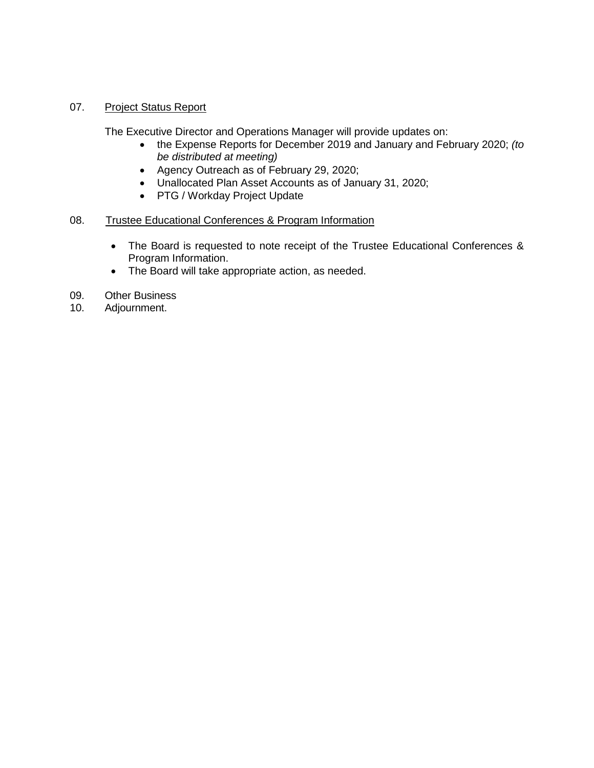07. Project Status Report

The Executive Director and Operations Manager will provide updates on:

- the Expense Reports for December 2019 and January and February 2020; *(to be distributed at meeting)*
- Agency Outreach as of February 29, 2020;
- Unallocated Plan Asset Accounts as of January 31, 2020;
- PTG / Workday Project Update

08. Trustee Educational Conferences & Program Information

- The Board is requested to note receipt of the Trustee Educational Conferences & Program Information.
- The Board will take appropriate action, as needed.

09. Other Business

10. Adjournment.